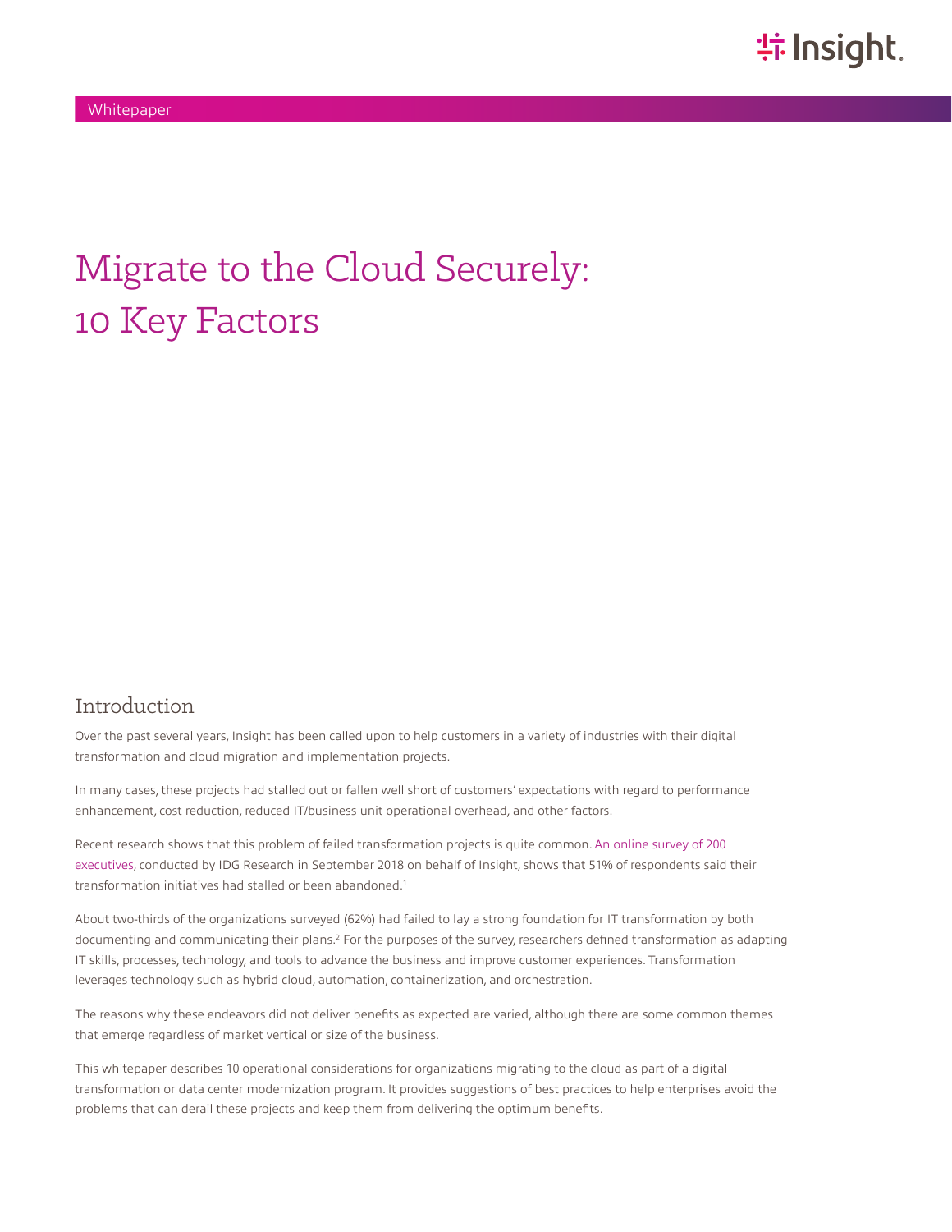Whitepaper

# Migrate to the Cloud Securely: 10 Key Factors

## Introduction

Over the past several years, Insight has been called upon to help customers in a variety of industries with their digital transformation and cloud migration and implementation projects.

In many cases, these projects had stalled out or fallen well short of customers' expectations with regard to performance enhancement, cost reduction, reduced IT/business unit operational overhead, and other factors.

Recent research shows that this problem of failed transformation projects is quite common. An online survey of 200 executives, conducted by IDG Research in September 2018 on behalf of Insight, shows that 51% of respondents said their transformation initiatives had stalled or been abandoned.[1]

About two-thirds of the organizations surveyed (62%) had failed to lay a strong foundation for IT transformation by both documenting and communicating their plans.[2] For the purposes of the survey, researchers defined transformation as adapting IT skills, processes, technology, and tools to advance the business and improve customer experiences. Transformation leverages technology such as hybrid cloud, automation, containerization, and orchestration.

The reasons why these endeavors did not deliver benefits as expected are varied, although there are some common themes that emerge regardless of market vertical or size of the business.

This whitepaper describes 10 operational considerations for organizations migrating to the cloud as part of a digital transformation or data center modernization program. It provides suggestions of best practices to help enterprises avoid the problems that can derail these projects and keep them from delivering the optimum benefits.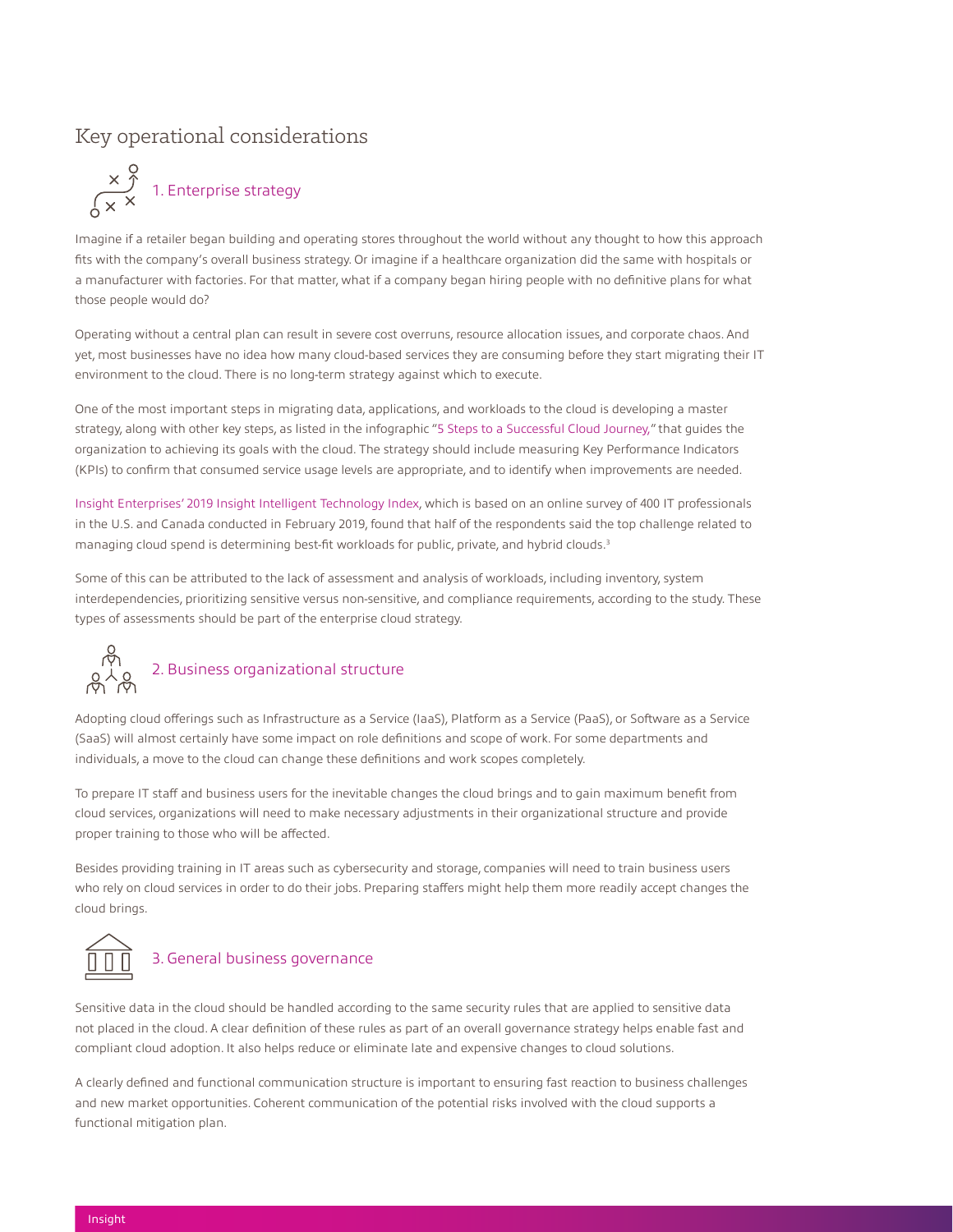# Key operational considerations

## 1. Enterprise strategy

Imagine if a retailer began building and operating stores throughout the world without any thought to how this approach fits with the company's overall business strategy. Or imagine if a healthcare organization did the same with hospitals or a manufacturer with factories. For that matter, what if a company began hiring people with no definitive plans for what those people would do?

Operating without a central plan can result in severe cost overruns, resource allocation issues, and corporate chaos. And yet, most businesses have no idea how many cloud-based services they are consuming before they start migrating their IT environment to the cloud. There is no long-term strategy against which to execute.

One of the most important steps in migrating data, applications, and workloads to the cloud is developing a master strategy, along with other key steps, as listed in the infographic "5 Steps to a Successful Cloud Journey," that guides the organization to achieving its goals with the cloud. The strategy should include measuring Key Performance Indicators (KPIs) to confirm that consumed service usage levels are appropriate, and to identify when improvements are needed.

Insight Enterprises' 2019 Insight Intelligent Technology Index, which is based on an online survey of 400 IT professionals in the U.S. and Canada conducted in February 2019, found that half of the respondents said the top challenge related to managing cloud spend is determining best-fit workloads for public, private, and hybrid clouds.[3]

Some of this can be attributed to the lack of assessment and analysis of workloads, including inventory, system interdependencies, prioritizing sensitive versus non-sensitive, and compliance requirements, according to the study. These types of assessments should be part of the enterprise cloud strategy.

## 2. Business organizational structure

Adopting cloud offerings such as Infrastructure as a Service (IaaS), Platform as a Service (PaaS), or Software as a Service (SaaS) will almost certainly have some impact on role definitions and scope of work. For some departments and individuals, a move to the cloud can change these definitions and work scopes completely.

To prepare IT staff and business users for the inevitable changes the cloud brings and to gain maximum benefit from cloud services, organizations will need to make necessary adjustments in their organizational structure and provide proper training to those who will be affected.

Besides providing training in IT areas such as cybersecurity and storage, companies will need to train business users who rely on cloud services in order to do their jobs. Preparing staffers might help them more readily accept changes the cloud brings.

## 3. General business governance

Sensitive data in the cloud should be handled according to the same security rules that are applied to sensitive data not placed in the cloud. A clear definition of these rules as part of an overall governance strategy helps enable fast and compliant cloud adoption. It also helps reduce or eliminate late and expensive changes to cloud solutions.

A clearly defined and functional communication structure is important to ensuring fast reaction to business challenges and new market opportunities. Coherent communication of the potential risks involved with the cloud supports a functional mitigation plan.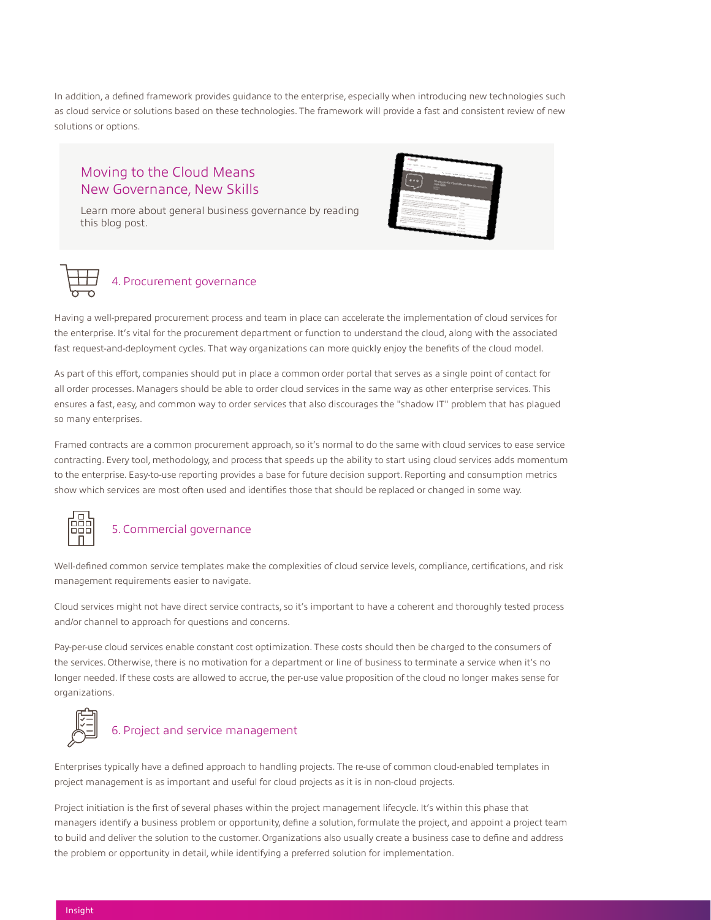In addition, a defined framework provides guidance to the enterprise, especially when introducing new technologies such as cloud service or solutions based on these technologies. The framework will provide a fast and consistent review of new solutions or options.

Moving to the Cloud Means New Governance, New Skills

Learn more about general business governance by reading this blog post.

### 4. Procurement governance

Having a well-prepared procurement process and team in place can accelerate the implementation of cloud services for the enterprise. It's vital for the procurement department or function to understand the cloud, along with the associated fast request-and-deployment cycles. That way organizations can more quickly enjoy the benefits of the cloud model.

As part of this effort, companies should put in place a common order portal that serves as a single point of contact for all order processes. Managers should be able to order cloud services in the same way as other enterprise services. This ensures a fast, easy, and common way to order services that also discourages the "shadow IT" problem that has plagued so many enterprises.

Framed contracts are a common procurement approach, so it's normal to do the same with cloud services to ease service contracting. Every tool, methodology, and process that speeds up the ability to start using cloud services adds momentum to the enterprise. Easy-to-use reporting provides a base for future decision support. Reporting and consumption metrics show which services are most often used and identifies those that should be replaced or changed in some way.

### 5. Commercial governance

Well-defined common service templates make the complexities of cloud service levels, compliance, certifications, and risk management requirements easier to navigate.

Cloud services might not have direct service contracts, so it's important to have a coherent and thoroughly tested process and/or channel to approach for questions and concerns.

Pay-per-use cloud services enable constant cost optimization. These costs should then be charged to the consumers of the services. Otherwise, there is no motivation for a department or line of business to terminate a service when it's no longer needed. If these costs are allowed to accrue, the per-use value proposition of the cloud no longer makes sense for organizations.

### 6. Project and service management

Enterprises typically have a defined approach to handling projects. The re-use of common cloud-enabled templates in project management is as important and useful for cloud projects as it is in non-cloud projects.

Project initiation is the first of several phases within the project management lifecycle. It's within this phase that managers identify a business problem or opportunity, define a solution, formulate the project, and appoint a project team to build and deliver the solution to the customer. Organizations also usually create a business case to define and address the problem or opportunity in detail, while identifying a preferred solution for implementation.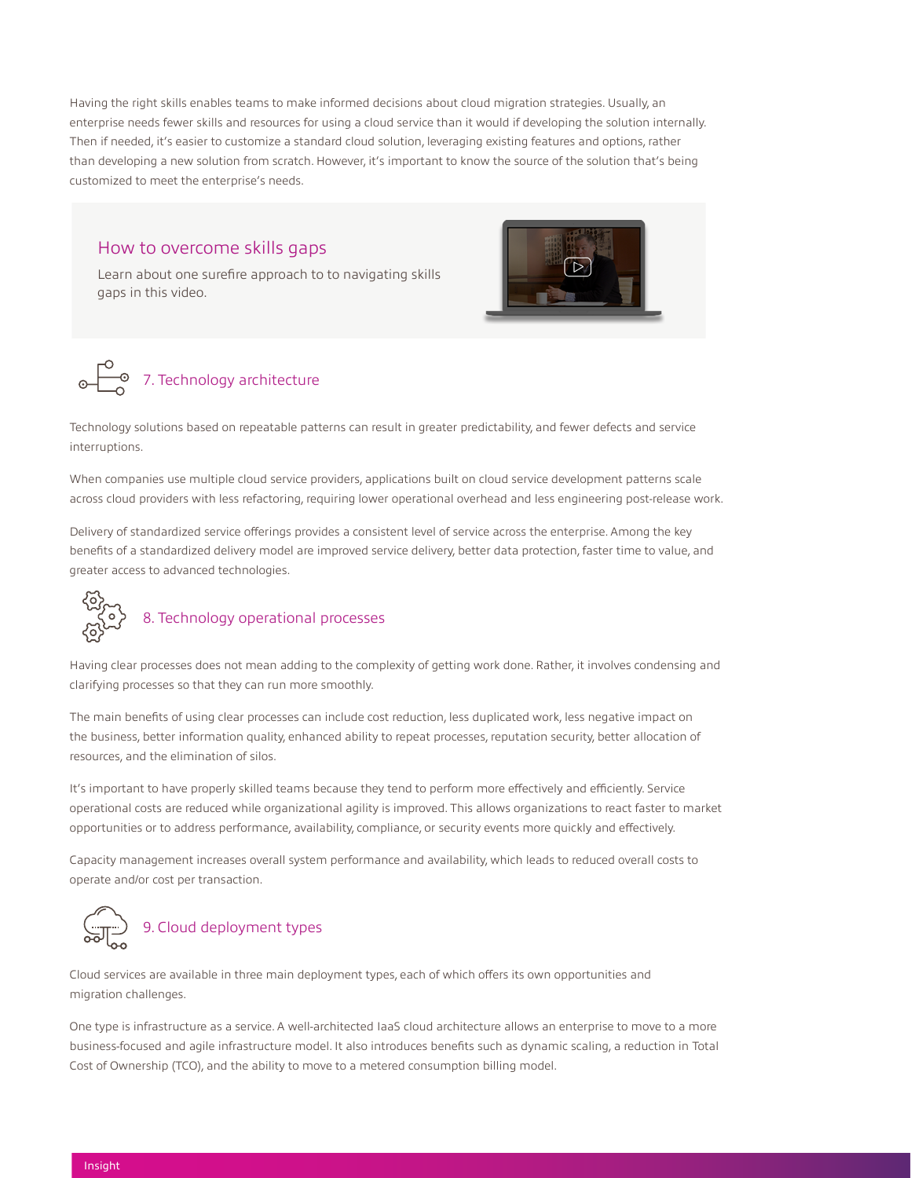Having the right skills enables teams to make informed decisions about cloud migration strategies. Usually, an enterprise needs fewer skills and resources for using a cloud service than it would if developing the solution internally. Then if needed, it's easier to customize a standard cloud solution, leveraging existing features and options, rather than developing a new solution from scratch. However, it's important to know the source of the solution that's being customized to meet the enterprise's needs.

### How to overcome skills gaps

Learn about one surefire approach to to navigating skills gaps in this video.

## 7. Technology architecture

Technology solutions based on repeatable patterns can result in greater predictability, and fewer defects and service interruptions.

When companies use multiple cloud service providers, applications built on cloud service development patterns scale across cloud providers with less refactoring, requiring lower operational overhead and less engineering post-release work.

Delivery of standardized service offerings provides a consistent level of service across the enterprise. Among the key benefits of a standardized delivery model are improved service delivery, better data protection, faster time to value, and greater access to advanced technologies.

## 8. Technology operational processes

Having clear processes does not mean adding to the complexity of getting work done. Rather, it involves condensing and clarifying processes so that they can run more smoothly.

The main benefits of using clear processes can include cost reduction, less duplicated work, less negative impact on the business, better information quality, enhanced ability to repeat processes, reputation security, better allocation of resources, and the elimination of silos.

It's important to have properly skilled teams because they tend to perform more effectively and efficiently. Service operational costs are reduced while organizational agility is improved. This allows organizations to react faster to market opportunities or to address performance, availability, compliance, or security events more quickly and effectively.

Capacity management increases overall system performance and availability, which leads to reduced overall costs to operate and/or cost per transaction.

## 9. Cloud deployment types

Cloud services are available in three main deployment types, each of which offers its own opportunities and migration challenges.

One type is infrastructure as a service. A well-architected IaaS cloud architecture allows an enterprise to move to a more business-focused and agile infrastructure model. It also introduces benefits such as dynamic scaling, a reduction in Total Cost of Ownership (TCO), and the ability to move to a metered consumption billing model.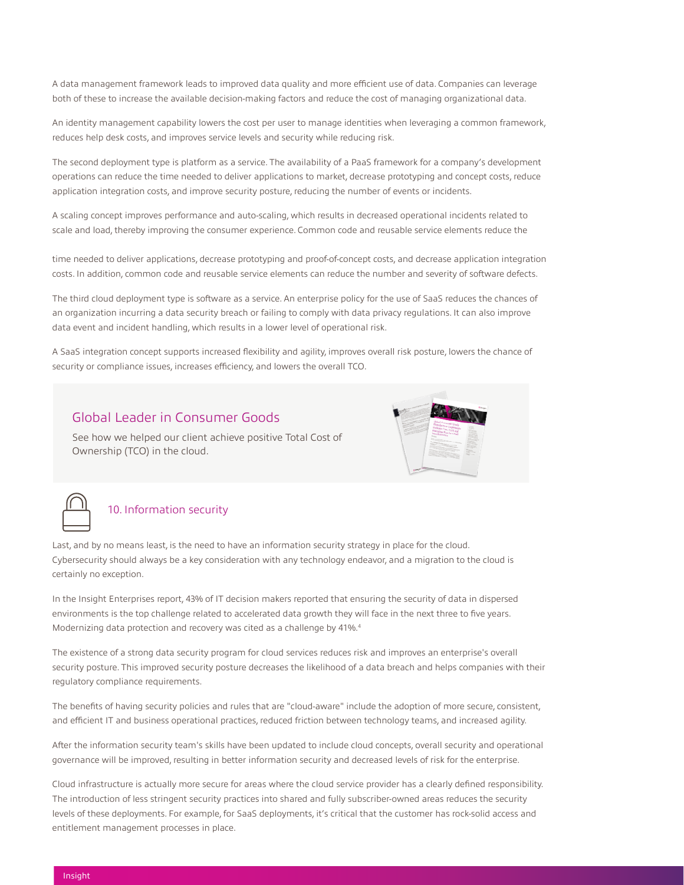A data management framework leads to improved data quality and more efficient use of data. Companies can leverage both of these to increase the available decision-making factors and reduce the cost of managing organizational data.

An identity management capability lowers the cost per user to manage identities when leveraging a common framework, reduces help desk costs, and improves service levels and security while reducing risk.

The second deployment type is platform as a service. The availability of a PaaS framework for a company's development operations can reduce the time needed to deliver applications to market, decrease prototyping and concept costs, reduce application integration costs, and improve security posture, reducing the number of events or incidents.

A scaling concept improves performance and auto-scaling, which results in decreased operational incidents related to scale and load, thereby improving the consumer experience. Common code and reusable service elements reduce the time needed to deliver applications, decrease prototyping and proof-of-concept costs, and decrease application integration costs. In addition, common code and reusable service elements can reduce the number and severity of software defects.

The third cloud deployment type is software as a service. An enterprise policy for the use of SaaS reduces the chances of an organization incurring a data security breach or failing to comply with data privacy regulations. It can also improve data event and incident handling, which results in a lower level of operational risk.

A SaaS integration concept supports increased flexibility and agility, improves overall risk posture, lowers the chance of security or compliance issues, increases efficiency, and lowers the overall TCO.

### Global Leader in Consumer Goods

See how we helped our client achieve positive Total Cost of Ownership (TCO) in the cloud.

## 10. Information security

Last, and by no means least, is the need to have an information security strategy in place for the cloud. Cybersecurity should always be a key consideration with any technology endeavor, and a migration to the cloud is certainly no exception.

In the Insight Enterprises report, 43% of IT decision makers reported that ensuring the security of data in dispersed environments is the top challenge related to accelerated data growth they will face in the next three to five years. Modernizing data protection and recovery was cited as a challenge by 41%.[4]

The existence of a strong data security program for cloud services reduces risk and improves an enterprise's overall security posture. This improved security posture decreases the likelihood of a data breach and helps companies with their regulatory compliance requirements.

The benefits of having security policies and rules that are "cloud-aware" include the adoption of more secure, consistent, and efficient IT and business operational practices, reduced friction between technology teams, and increased agility.

After the information security team's skills have been updated to include cloud concepts, overall security and operational governance will be improved, resulting in better information security and decreased levels of risk for the enterprise.

Cloud infrastructure is actually more secure for areas where the cloud service provider has a clearly defined responsibility. The introduction of less stringent security practices into shared and fully subscriber-owned areas reduces the security levels of these deployments. For example, for SaaS deployments, it's critical that the customer has rock-solid access and entitlement management processes in place.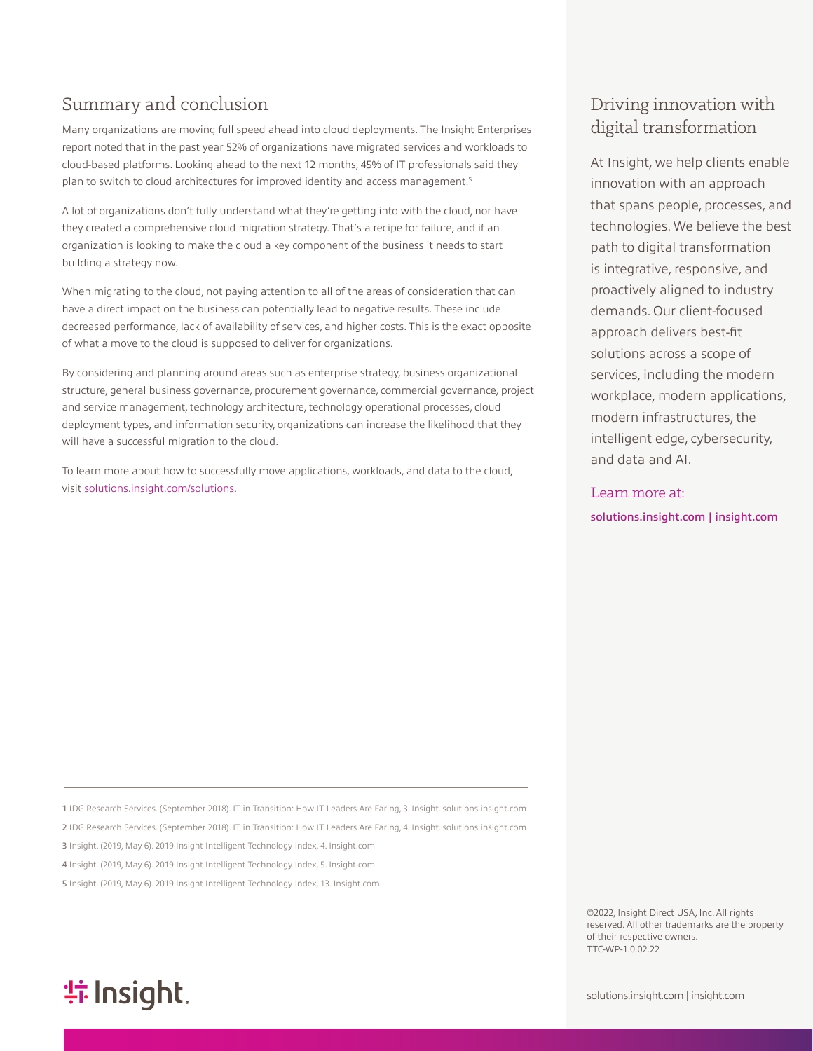## Summary and conclusion

Many organizations are moving full speed ahead into cloud deployments. The Insight Enterprises report noted that in the past year 52% of organizations have migrated services and workloads to cloud-based platforms. Looking ahead to the next 12 months, 45% of IT professionals said they plan to switch to cloud architectures for improved identity and access management.[5]

A lot of organizations don't fully understand what they're getting into with the cloud, nor have they created a comprehensive cloud migration strategy. That's a recipe for failure, and if an organization is looking to make the cloud a key component of the business it needs to start building a strategy now.

When migrating to the cloud, not paying attention to all of the areas of consideration that can have a direct impact on the business can potentially lead to negative results. These include decreased performance, lack of availability of services, and higher costs. This is the exact opposite of what a move to the cloud is supposed to deliver for organizations.

By considering and planning around areas such as enterprise strategy, business organizational structure, general business governance, procurement governance, commercial governance, project and service management, technology architecture, technology operational processes, cloud deployment types, and information security, organizations can increase the likelihood that they will have a successful migration to the cloud.

To learn more about how to successfully move applications, workloads, and data to the cloud, visit solutions.insight.com/solutions.

## Driving innovation with digital transformation

At Insight, we help clients enable innovation with an approach that spans people, processes, and technologies. We believe the best path to digital transformation is integrative, responsive, and proactively aligned to industry demands. Our client-focused approach delivers best-fit solutions across a scope of services, including the modern workplace, modern applications, modern infrastructures, the intelligent edge, cybersecurity, and data and AI.

Learn more at:

solutions.insight.com | insight.com

---

1 IDG Research Services. (September 2018). IT in Transition: How IT Leaders Are Faring, 3. Insight. solutions.insight.com

2 IDG Research Services. (September 2018). IT in Transition: How IT Leaders Are Faring, 4. Insight. solutions.insight.com

3 Insight. (2019, May 6). 2019 Insight Intelligent Technology Index, 4. Insight.com

4 Insight. (2019, May 6). 2019 Insight Intelligent Technology Index, 5. Insight.com

5 Insight. (2019, May 6). 2019 Insight Intelligent Technology Index, 13. Insight.com

©2022, Insight Direct USA, Inc. All rights reserved. All other trademarks are the property of their respective owners.
TTC-WP-1.0.02.22

Insight.

solutions.insight.com | insight.com